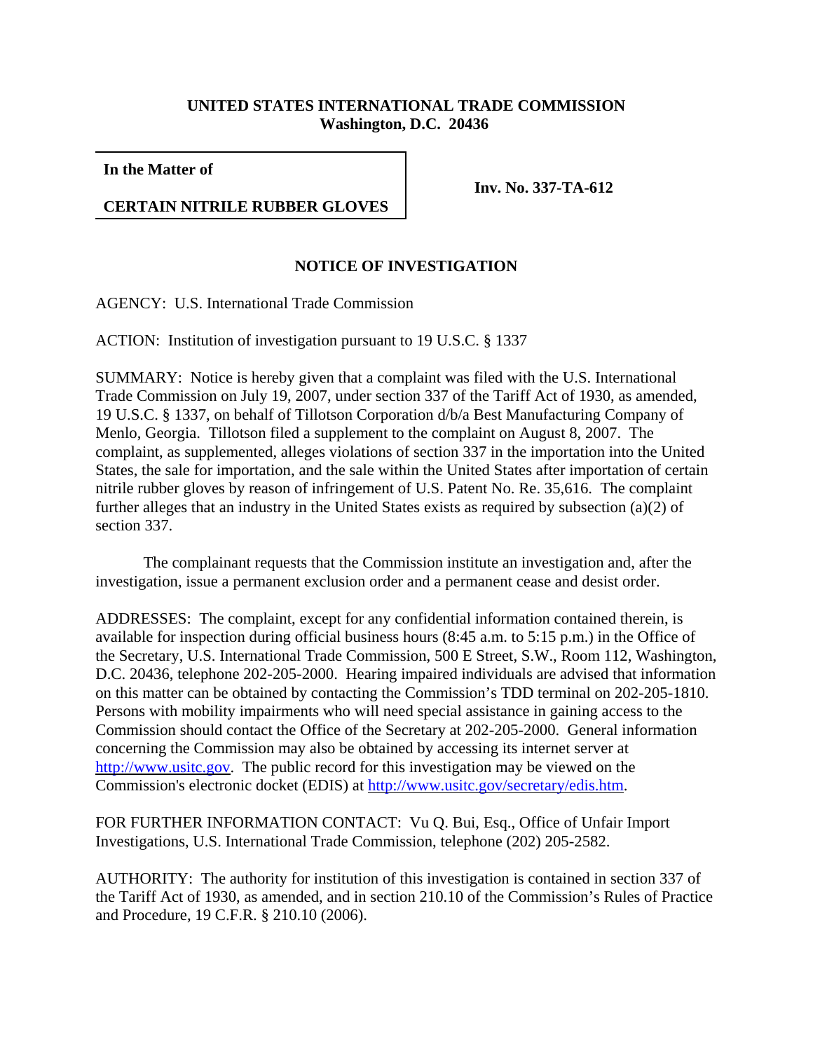**UNITED STATES INTERNATIONAL TRADE COMMISSION**
**Washington, D.C. 20436**

| **In the Matter of** <br><br> **CERTAIN NITRILE RUBBER GLOVES** | **Inv. No. 337-TA-612** |
|---|---|

## NOTICE OF INVESTIGATION

AGENCY: U.S. International Trade Commission

ACTION: Institution of investigation pursuant to 19 U.S.C. § 1337

SUMMARY: Notice is hereby given that a complaint was filed with the U.S. International Trade Commission on July 19, 2007, under section 337 of the Tariff Act of 1930, as amended, 19 U.S.C. § 1337, on behalf of Tillotson Corporation d/b/a Best Manufacturing Company of Menlo, Georgia. Tillotson filed a supplement to the complaint on August 8, 2007. The complaint, as supplemented, alleges violations of section 337 in the importation into the United States, the sale for importation, and the sale within the United States after importation of certain nitrile rubber gloves by reason of infringement of U.S. Patent No. Re. 35,616. The complaint further alleges that an industry in the United States exists as required by subsection (a)(2) of section 337.

The complainant requests that the Commission institute an investigation and, after the investigation, issue a permanent exclusion order and a permanent cease and desist order.

ADDRESSES: The complaint, except for any confidential information contained therein, is available for inspection during official business hours (8:45 a.m. to 5:15 p.m.) in the Office of the Secretary, U.S. International Trade Commission, 500 E Street, S.W., Room 112, Washington, D.C. 20436, telephone 202-205-2000. Hearing impaired individuals are advised that information on this matter can be obtained by contacting the Commission's TDD terminal on 202-205-1810. Persons with mobility impairments who will need special assistance in gaining access to the Commission should contact the Office of the Secretary at 202-205-2000. General information concerning the Commission may also be obtained by accessing its internet server at http://www.usitc.gov. The public record for this investigation may be viewed on the Commission's electronic docket (EDIS) at http://www.usitc.gov/secretary/edis.htm.

FOR FURTHER INFORMATION CONTACT: Vu Q. Bui, Esq., Office of Unfair Import Investigations, U.S. International Trade Commission, telephone (202) 205-2582.

AUTHORITY: The authority for institution of this investigation is contained in section 337 of the Tariff Act of 1930, as amended, and in section 210.10 of the Commission's Rules of Practice and Procedure, 19 C.F.R. § 210.10 (2006).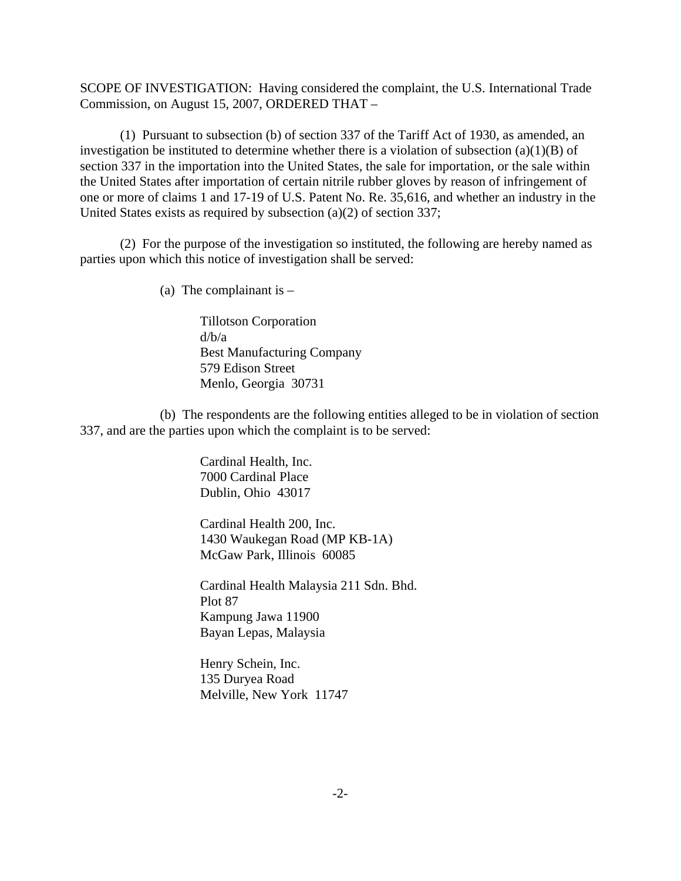SCOPE OF INVESTIGATION: Having considered the complaint, the U.S. International Trade Commission, on August 15, 2007, ORDERED THAT –

(1) Pursuant to subsection (b) of section 337 of the Tariff Act of 1930, as amended, an investigation be instituted to determine whether there is a violation of subsection (a)(1)(B) of section 337 in the importation into the United States, the sale for importation, or the sale within the United States after importation of certain nitrile rubber gloves by reason of infringement of one or more of claims 1 and 17-19 of U.S. Patent No. Re. 35,616, and whether an industry in the United States exists as required by subsection (a)(2) of section 337;

(2) For the purpose of the investigation so instituted, the following are hereby named as parties upon which this notice of investigation shall be served:

(a) The complainant is –

Tillotson Corporation
d/b/a
Best Manufacturing Company
579 Edison Street
Menlo, Georgia 30731

(b) The respondents are the following entities alleged to be in violation of section 337, and are the parties upon which the complaint is to be served:

Cardinal Health, Inc.
7000 Cardinal Place
Dublin, Ohio 43017

Cardinal Health 200, Inc.
1430 Waukegan Road (MP KB-1A)
McGaw Park, Illinois 60085

Cardinal Health Malaysia 211 Sdn. Bhd.
Plot 87
Kampung Jawa 11900
Bayan Lepas, Malaysia

Henry Schein, Inc.
135 Duryea Road
Melville, New York 11747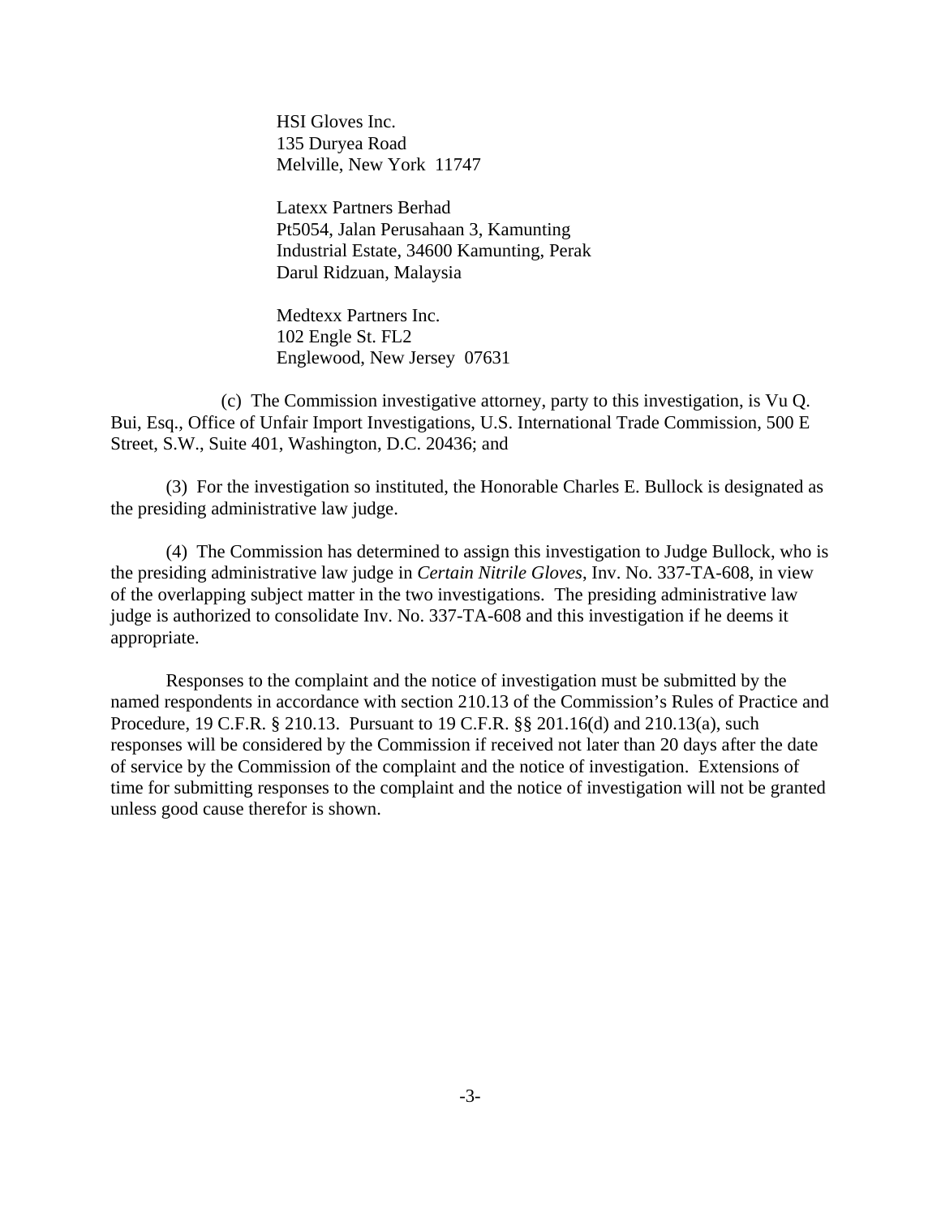HSI Gloves Inc.
135 Duryea Road
Melville, New York 11747

Latexx Partners Berhad
Pt5054, Jalan Perusahaan 3, Kamunting
Industrial Estate, 34600 Kamunting, Perak
Darul Ridzuan, Malaysia

Medtexx Partners Inc.
102 Engle St. FL2
Englewood, New Jersey 07631

(c) The Commission investigative attorney, party to this investigation, is Vu Q. Bui, Esq., Office of Unfair Import Investigations, U.S. International Trade Commission, 500 E Street, S.W., Suite 401, Washington, D.C. 20436; and

(3) For the investigation so instituted, the Honorable Charles E. Bullock is designated as the presiding administrative law judge.

(4) The Commission has determined to assign this investigation to Judge Bullock, who is the presiding administrative law judge in *Certain Nitrile Gloves*, Inv. No. 337-TA-608, in view of the overlapping subject matter in the two investigations. The presiding administrative law judge is authorized to consolidate Inv. No. 337-TA-608 and this investigation if he deems it appropriate.

Responses to the complaint and the notice of investigation must be submitted by the named respondents in accordance with section 210.13 of the Commission's Rules of Practice and Procedure, 19 C.F.R. § 210.13. Pursuant to 19 C.F.R. §§ 201.16(d) and 210.13(a), such responses will be considered by the Commission if received not later than 20 days after the date of service by the Commission of the complaint and the notice of investigation. Extensions of time for submitting responses to the complaint and the notice of investigation will not be granted unless good cause therefor is shown.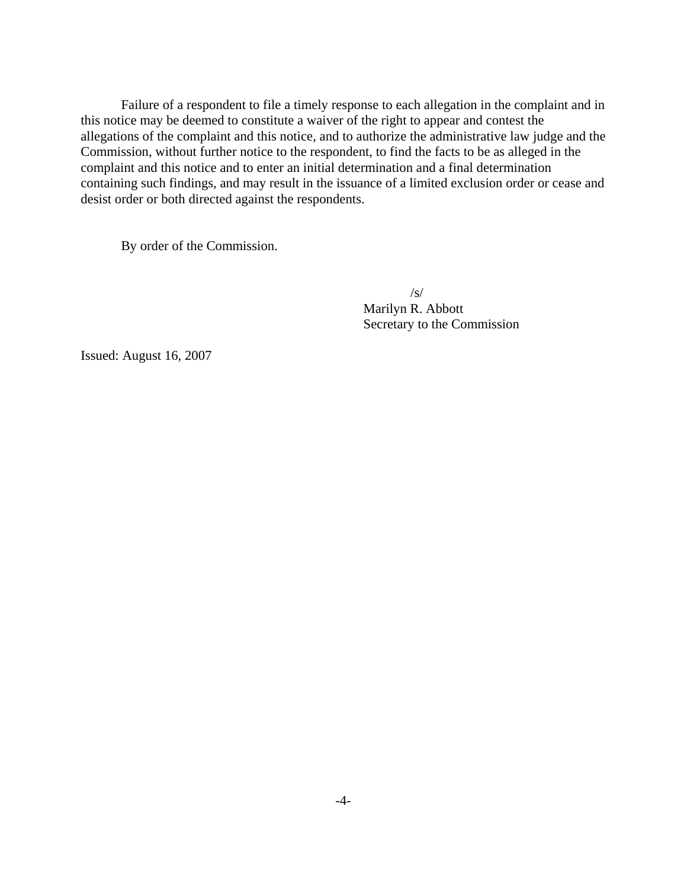Failure of a respondent to file a timely response to each allegation in the complaint and in this notice may be deemed to constitute a waiver of the right to appear and contest the allegations of the complaint and this notice, and to authorize the administrative law judge and the Commission, without further notice to the respondent, to find the facts to be as alleged in the complaint and this notice and to enter an initial determination and a final determination containing such findings, and may result in the issuance of a limited exclusion order or cease and desist order or both directed against the respondents.

By order of the Commission.

/s/
Marilyn R. Abbott
Secretary to the Commission

Issued: August 16, 2007